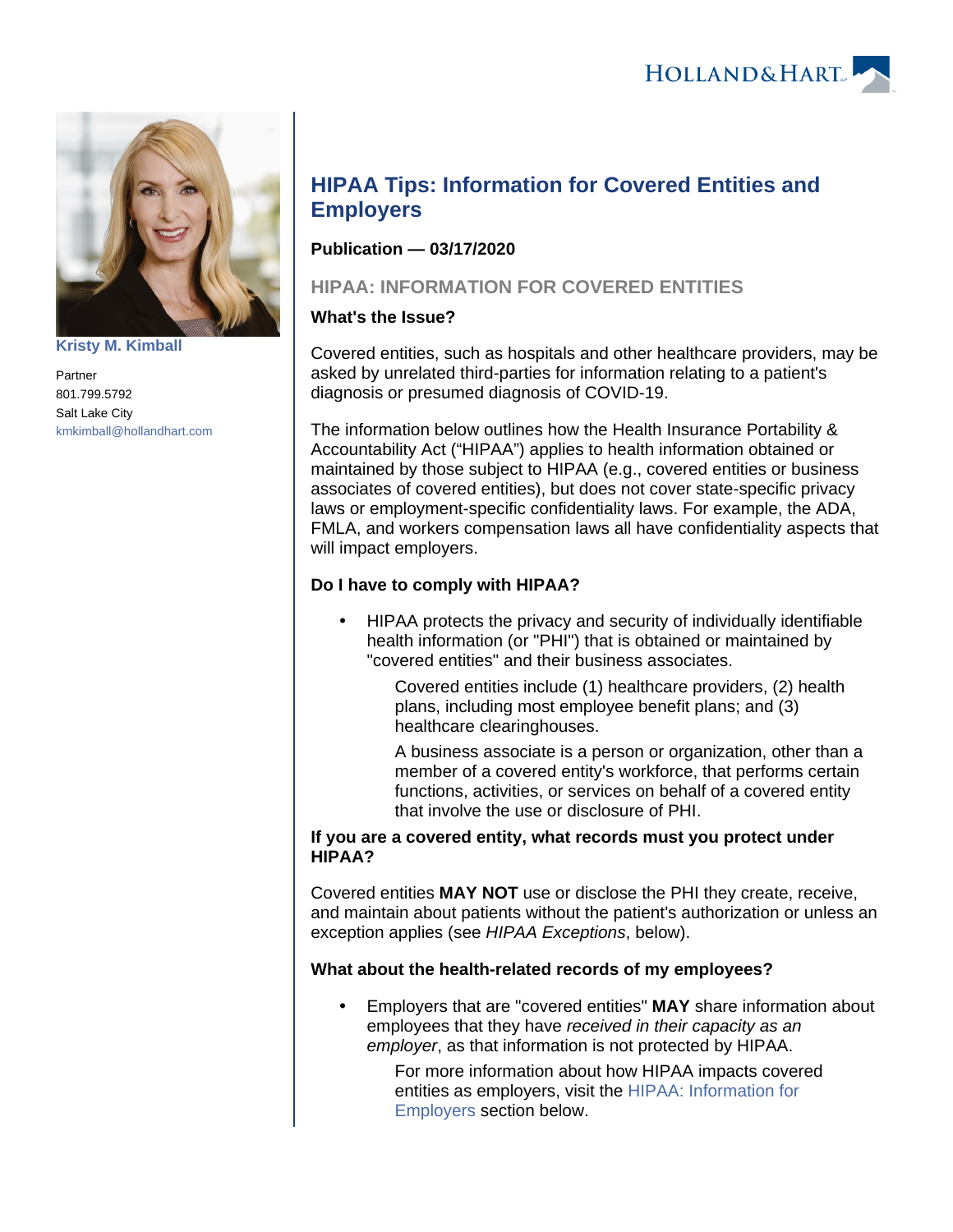Kristy M. Kimball

Partner
801.799.5792
Salt Lake City
kmkimball@hollandhart.com

# HIPAA Tips: Information for Covered Entities and Employers

**Publication — 03/17/2020**

## HIPAA: INFORMATION FOR COVERED ENTITIES

**What's the Issue?**

Covered entities, such as hospitals and other healthcare providers, may be asked by unrelated third-parties for information relating to a patient's diagnosis or presumed diagnosis of COVID-19.

The information below outlines how the Health Insurance Portability & Accountability Act ("HIPAA") applies to health information obtained or maintained by those subject to HIPAA (e.g., covered entities or business associates of covered entities), but does not cover state-specific privacy laws or employment-specific confidentiality laws. For example, the ADA, FMLA, and workers compensation laws all have confidentiality aspects that will impact employers.

**Do I have to comply with HIPAA?**

- HIPAA protects the privacy and security of individually identifiable health information (or "PHI") that is obtained or maintained by "covered entities" and their business associates.

  Covered entities include (1) healthcare providers, (2) health plans, including most employee benefit plans; and (3) healthcare clearinghouses.

  A business associate is a person or organization, other than a member of a covered entity's workforce, that performs certain functions, activities, or services on behalf of a covered entity that involve the use or disclosure of PHI.

**If you are a covered entity, what records must you protect under HIPAA?**

Covered entities **MAY NOT** use or disclose the PHI they create, receive, and maintain about patients without the patient's authorization or unless an exception applies (see *HIPAA Exceptions*, below).

**What about the health-related records of my employees?**

- Employers that are "covered entities" **MAY** share information about employees that they have *received in their capacity as an employer*, as that information is not protected by HIPAA.

  For more information about how HIPAA impacts covered entities as employers, visit the HIPAA: Information for Employers section below.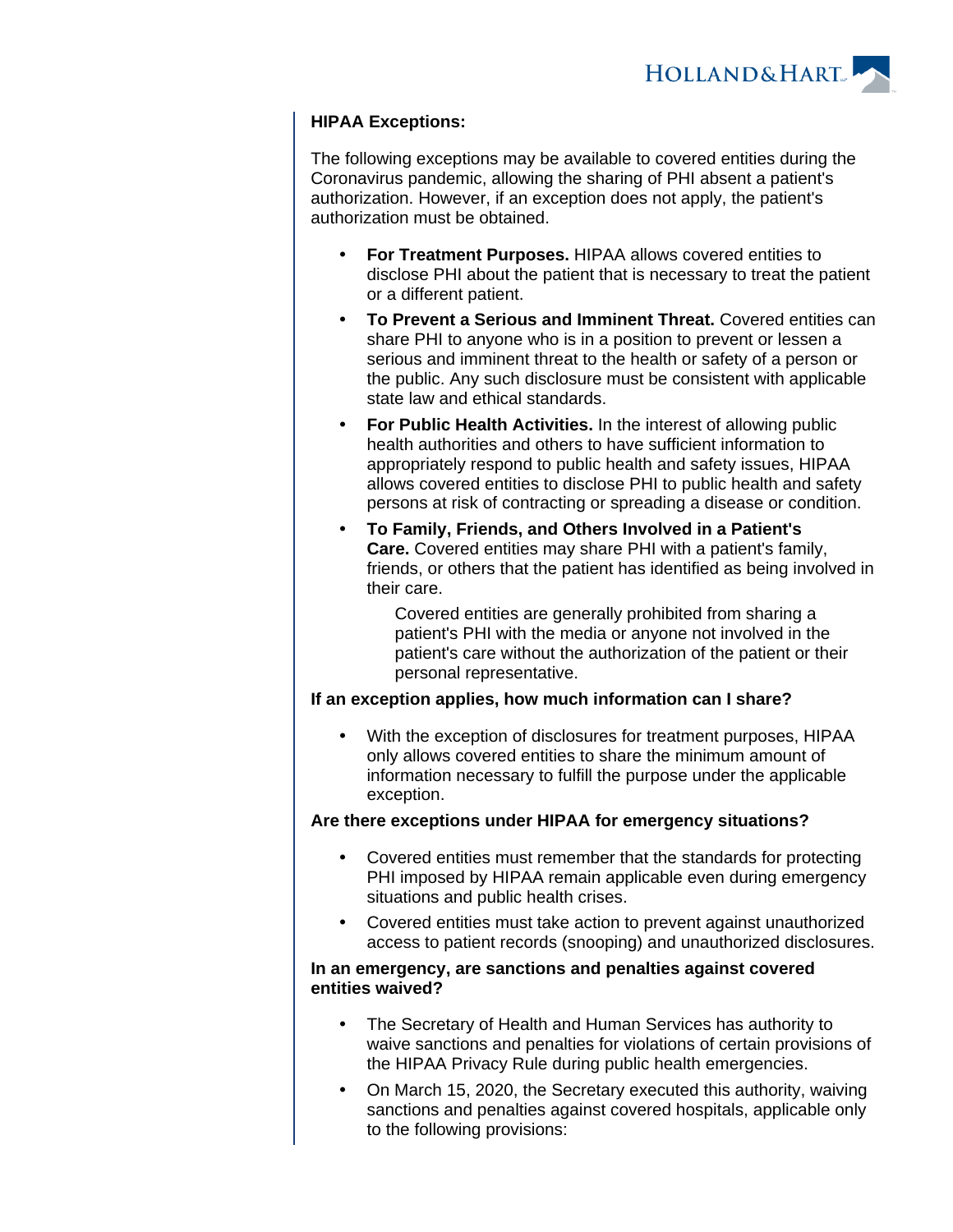**HIPAA Exceptions:**

The following exceptions may be available to covered entities during the Coronavirus pandemic, allowing the sharing of PHI absent a patient's authorization. However, if an exception does not apply, the patient's authorization must be obtained.

- **For Treatment Purposes.** HIPAA allows covered entities to disclose PHI about the patient that is necessary to treat the patient or a different patient.
- **To Prevent a Serious and Imminent Threat.** Covered entities can share PHI to anyone who is in a position to prevent or lessen a serious and imminent threat to the health or safety of a person or the public. Any such disclosure must be consistent with applicable state law and ethical standards.
- **For Public Health Activities.** In the interest of allowing public health authorities and others to have sufficient information to appropriately respond to public health and safety issues, HIPAA allows covered entities to disclose PHI to public health and safety persons at risk of contracting or spreading a disease or condition.
- **To Family, Friends, and Others Involved in a Patient's Care.** Covered entities may share PHI with a patient's family, friends, or others that the patient has identified as being involved in their care.

  Covered entities are generally prohibited from sharing a patient's PHI with the media or anyone not involved in the patient's care without the authorization of the patient or their personal representative.

**If an exception applies, how much information can I share?**

- With the exception of disclosures for treatment purposes, HIPAA only allows covered entities to share the minimum amount of information necessary to fulfill the purpose under the applicable exception.

**Are there exceptions under HIPAA for emergency situations?**

- Covered entities must remember that the standards for protecting PHI imposed by HIPAA remain applicable even during emergency situations and public health crises.
- Covered entities must take action to prevent against unauthorized access to patient records (snooping) and unauthorized disclosures.

**In an emergency, are sanctions and penalties against covered entities waived?**

- The Secretary of Health and Human Services has authority to waive sanctions and penalties for violations of certain provisions of the HIPAA Privacy Rule during public health emergencies.
- On March 15, 2020, the Secretary executed this authority, waiving sanctions and penalties against covered hospitals, applicable only to the following provisions: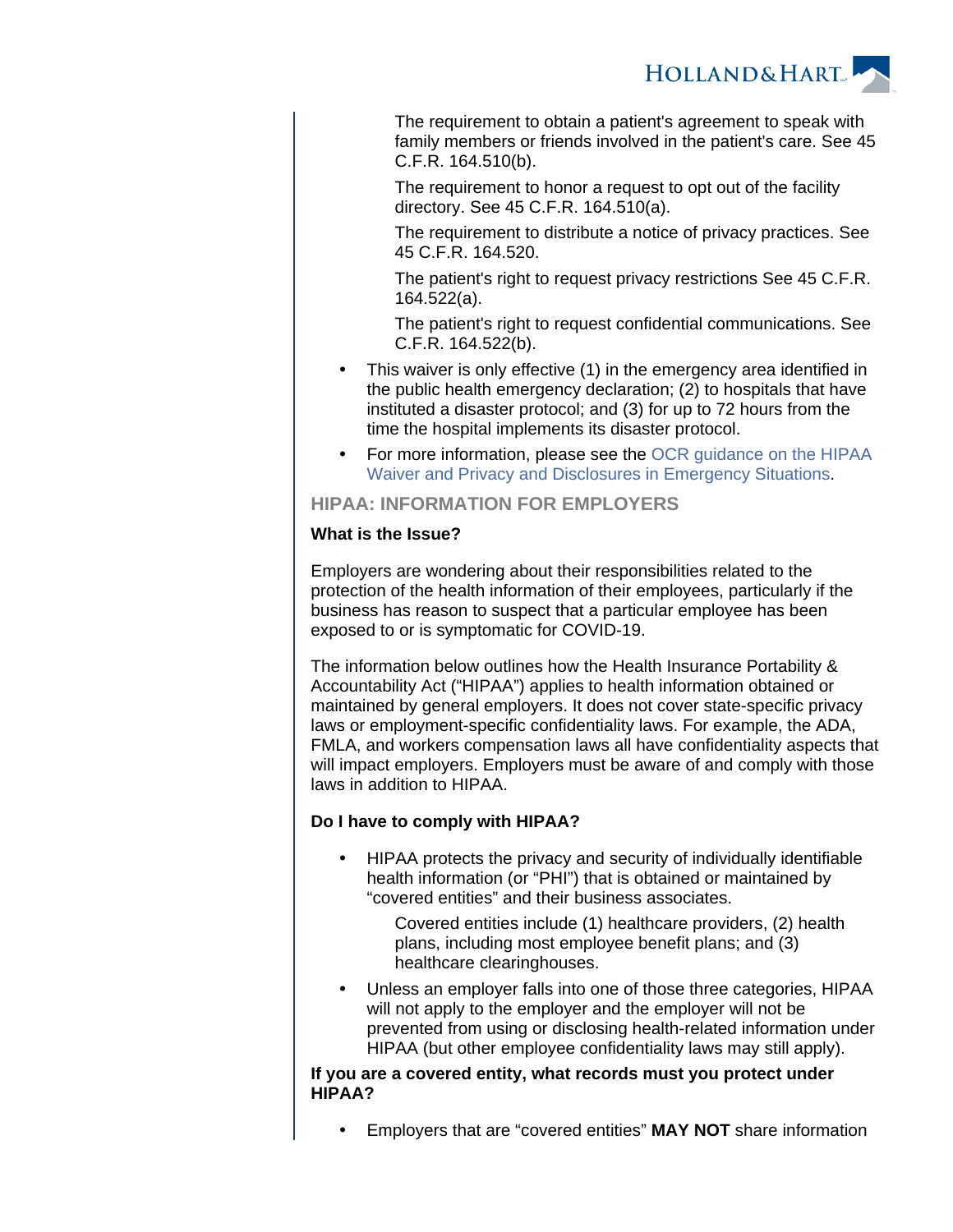- The requirement to obtain a patient's agreement to speak with family members or friends involved in the patient's care. See 45 C.F.R. 164.510(b).
    - The requirement to honor a request to opt out of the facility directory. See 45 C.F.R. 164.510(a).
    - The requirement to distribute a notice of privacy practices. See 45 C.F.R. 164.520.
    - The patient's right to request privacy restrictions See 45 C.F.R. 164.522(a).
    - The patient's right to request confidential communications. See C.F.R. 164.522(b).
- This waiver is only effective (1) in the emergency area identified in the public health emergency declaration; (2) to hospitals that have instituted a disaster protocol; and (3) for up to 72 hours from the time the hospital implements its disaster protocol.
- For more information, please see the OCR guidance on the HIPAA Waiver and Privacy and Disclosures in Emergency Situations.

## HIPAA: INFORMATION FOR EMPLOYERS

**What is the Issue?**

Employers are wondering about their responsibilities related to the protection of the health information of their employees, particularly if the business has reason to suspect that a particular employee has been exposed to or is symptomatic for COVID-19.

The information below outlines how the Health Insurance Portability & Accountability Act ("HIPAA") applies to health information obtained or maintained by general employers. It does not cover state-specific privacy laws or employment-specific confidentiality laws. For example, the ADA, FMLA, and workers compensation laws all have confidentiality aspects that will impact employers. Employers must be aware of and comply with those laws in addition to HIPAA.

**Do I have to comply with HIPAA?**

- HIPAA protects the privacy and security of individually identifiable health information (or "PHI") that is obtained or maintained by "covered entities" and their business associates.
    - Covered entities include (1) healthcare providers, (2) health plans, including most employee benefit plans; and (3) healthcare clearinghouses.
- Unless an employer falls into one of those three categories, HIPAA will not apply to the employer and the employer will not be prevented from using or disclosing health-related information under HIPAA (but other employee confidentiality laws may still apply).

**If you are a covered entity, what records must you protect under HIPAA?**

- Employers that are "covered entities" **MAY NOT** share information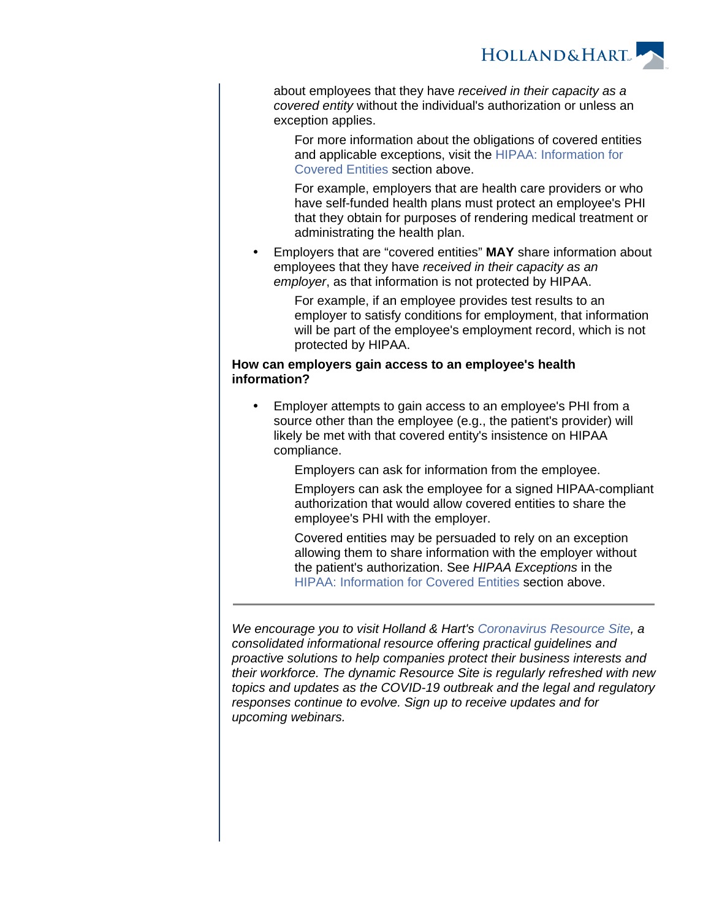about employees that they have *received in their capacity as a covered entity* without the individual's authorization or unless an exception applies.

For more information about the obligations of covered entities and applicable exceptions, visit the HIPAA: Information for Covered Entities section above.

For example, employers that are health care providers or who have self-funded health plans must protect an employee's PHI that they obtain for purposes of rendering medical treatment or administrating the health plan.

- Employers that are "covered entities" **MAY** share information about employees that they have *received in their capacity as an employer*, as that information is not protected by HIPAA.

  For example, if an employee provides test results to an employer to satisfy conditions for employment, that information will be part of the employee's employment record, which is not protected by HIPAA.

**How can employers gain access to an employee's health information?**

- Employer attempts to gain access to an employee's PHI from a source other than the employee (e.g., the patient's provider) will likely be met with that covered entity's insistence on HIPAA compliance.

  Employers can ask for information from the employee.

  Employers can ask the employee for a signed HIPAA-compliant authorization that would allow covered entities to share the employee's PHI with the employer.

  Covered entities may be persuaded to rely on an exception allowing them to share information with the employer without the patient's authorization. See *HIPAA Exceptions* in the HIPAA: Information for Covered Entities section above.

---

*We encourage you to visit Holland & Hart's Coronavirus Resource Site, a consolidated informational resource offering practical guidelines and proactive solutions to help companies protect their business interests and their workforce. The dynamic Resource Site is regularly refreshed with new topics and updates as the COVID-19 outbreak and the legal and regulatory responses continue to evolve. Sign up to receive updates and for upcoming webinars.*